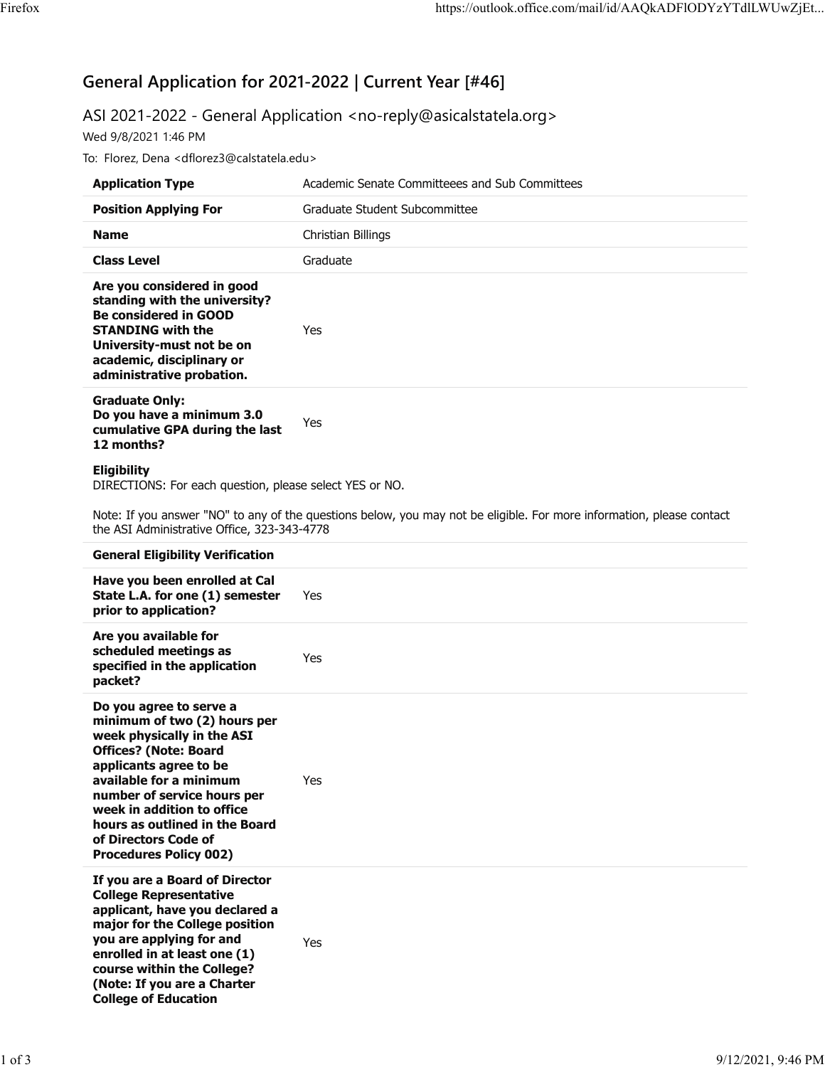# General Application for 2021-2022 | Current Year [#46]

## ASI 2021-2022 - General Application <no-reply@asicalstatela.org>

Wed 9/8/2021 1:46 PM

To: Florez, Dena <dflorez3@calstatela.edu>

| | |
|---|---|
| **Application Type** | Academic Senate Committeees and Sub Committees |
| **Position Applying For** | Graduate Student Subcommittee |
| **Name** | Christian Billings |
| **Class Level** | Graduate |
| **Are you considered in good standing with the university? Be considered in GOOD STANDING with the University-must not be on academic, disciplinary or administrative probation.** | Yes |
| **Graduate Only: Do you have a minimum 3.0 cumulative GPA during the last 12 months?** | Yes |

**Eligibility**
DIRECTIONS: For each question, please select YES or NO.

Note: If you answer "NO" to any of the questions below, you may not be eligible. For more information, please contact the ASI Administrative Office, 323-343-4778

| **General Eligibility Verification** | |
|---|---|
| **Have you been enrolled at Cal State L.A. for one (1) semester prior to application?** | Yes |
| **Are you available for scheduled meetings as specified in the application packet?** | Yes |
| **Do you agree to serve a minimum of two (2) hours per week physically in the ASI Offices? (Note: Board applicants agree to be available for a minimum number of service hours per week in addition to office hours as outlined in the Board of Directors Code of Procedures Policy 002)** | Yes |
| **If you are a Board of Director College Representative applicant, have you declared a major for the College position you are applying for and enrolled in at least one (1) course within the College? (Note: If you are a Charter College of Education** | Yes |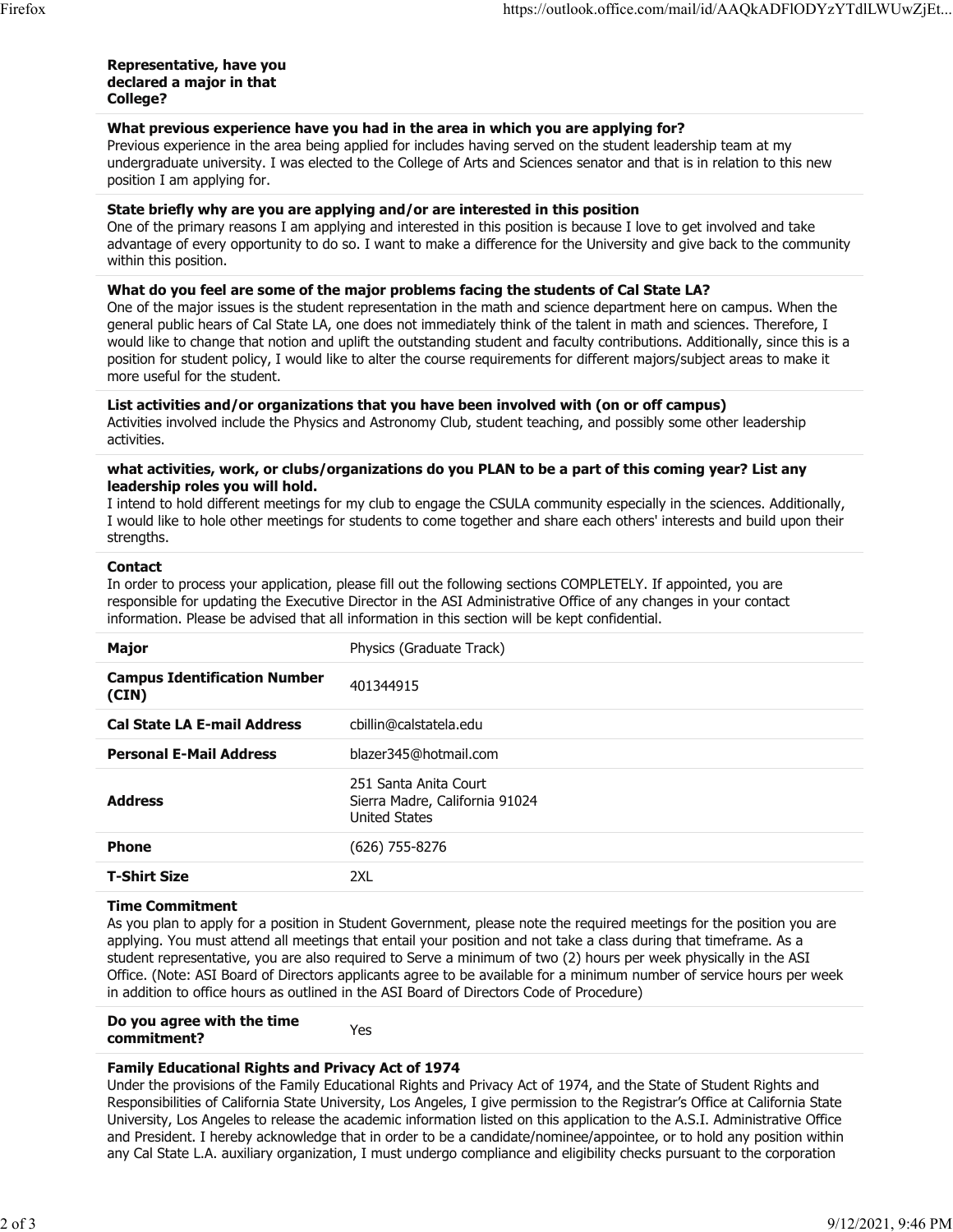**Representative, have you declared a major in that College?**

**What previous experience have you had in the area in which you are applying for?**
Previous experience in the area being applied for includes having served on the student leadership team at my undergraduate university. I was elected to the College of Arts and Sciences senator and that is in relation to this new position I am applying for.

**State briefly why are you are applying and/or are interested in this position**
One of the primary reasons I am applying and interested in this position is because I love to get involved and take advantage of every opportunity to do so. I want to make a difference for the University and give back to the community within this position.

**What do you feel are some of the major problems facing the students of Cal State LA?**
One of the major issues is the student representation in the math and science department here on campus. When the general public hears of Cal State LA, one does not immediately think of the talent in math and sciences. Therefore, I would like to change that notion and uplift the outstanding student and faculty contributions. Additionally, since this is a position for student policy, I would like to alter the course requirements for different majors/subject areas to make it more useful for the student.

**List activities and/or organizations that you have been involved with (on or off campus)**
Activities involved include the Physics and Astronomy Club, student teaching, and possibly some other leadership activities.

**what activities, work, or clubs/organizations do you PLAN to be a part of this coming year? List any leadership roles you will hold.**
I intend to hold different meetings for my club to engage the CSULA community especially in the sciences. Additionally, I would like to hole other meetings for students to come together and share each others' interests and build upon their strengths.

**Contact**
In order to process your application, please fill out the following sections COMPLETELY. If appointed, you are responsible for updating the Executive Director in the ASI Administrative Office of any changes in your contact information. Please be advised that all information in this section will be kept confidential.

| | |
|---|---|
| **Major** | Physics (Graduate Track) |
| **Campus Identification Number (CIN)** | 401344915 |
| **Cal State LA E-mail Address** | cbillin@calstatela.edu |
| **Personal E-Mail Address** | blazer345@hotmail.com |
| **Address** | 251 Santa Anita Court<br>Sierra Madre, California 91024<br>United States |
| **Phone** | (626) 755-8276 |
| **T-Shirt Size** | 2XL |

**Time Commitment**
As you plan to apply for a position in Student Government, please note the required meetings for the position you are applying. You must attend all meetings that entail your position and not take a class during that timeframe. As a student representative, you are also required to Serve a minimum of two (2) hours per week physically in the ASI Office. (Note: ASI Board of Directors applicants agree to be available for a minimum number of service hours per week in addition to office hours as outlined in the ASI Board of Directors Code of Procedure)

| | |
|---|---|
| **Do you agree with the time commitment?** | Yes |

**Family Educational Rights and Privacy Act of 1974**
Under the provisions of the Family Educational Rights and Privacy Act of 1974, and the State of Student Rights and Responsibilities of California State University, Los Angeles, I give permission to the Registrar's Office at California State University, Los Angeles to release the academic information listed on this application to the A.S.I. Administrative Office and President. I hereby acknowledge that in order to be a candidate/nominee/appointee, or to hold any position within any Cal State L.A. auxiliary organization, I must undergo compliance and eligibility checks pursuant to the corporation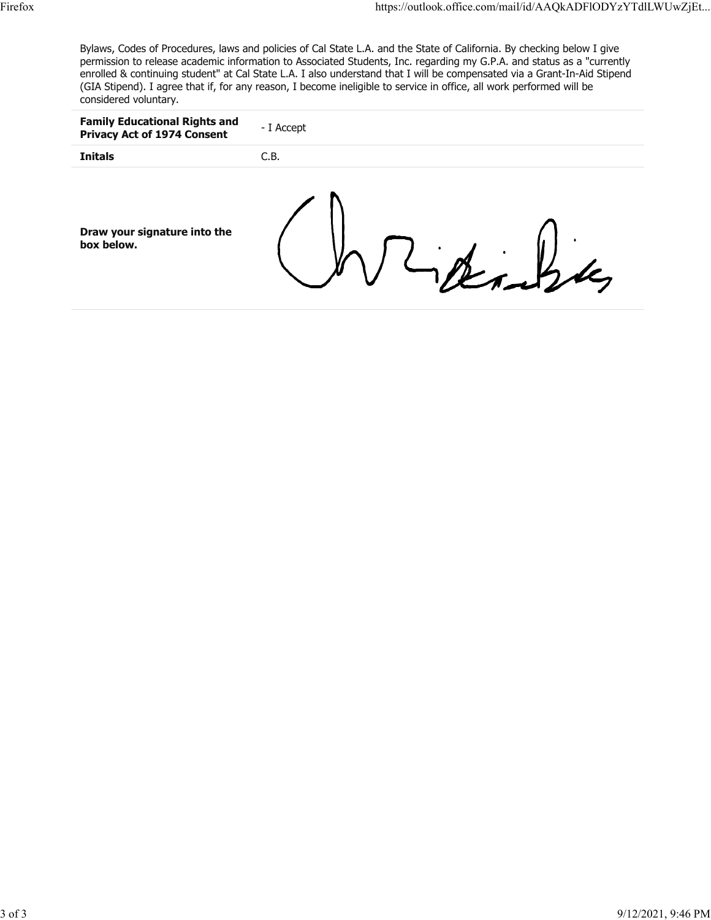Bylaws, Codes of Procedures, laws and policies of Cal State L.A. and the State of California. By checking below I give permission to release academic information to Associated Students, Inc. regarding my G.P.A. and status as a "currently enrolled & continuing student" at Cal State L.A. I also understand that I will be compensated via a Grant-In-Aid Stipend (GIA Stipend). I agree that if, for any reason, I become ineligible to service in office, all work performed will be considered voluntary.

| | |
|---|---|
| **Family Educational Rights and Privacy Act of 1974 Consent** | - I Accept |
| **Initals** | C.B. |
| **Draw your signature into the box below.** | |